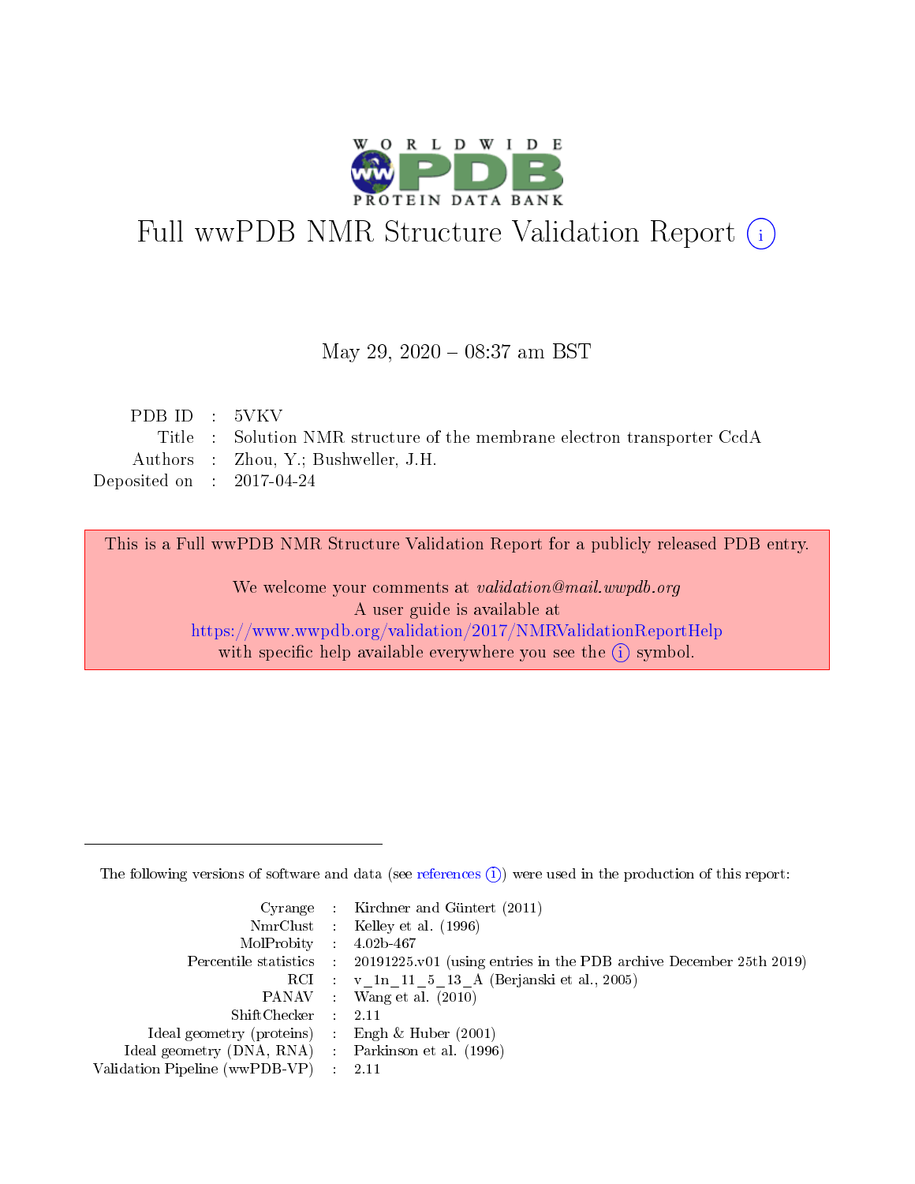# Full wwPDB NMR Structure Validation Report (i)

May 29, 2020 – 08:37 am BST

| | | |
|---|---|---|
| PDB ID | : | 5VKV |
| Title | : | Solution NMR structure of the membrane electron transporter CcdA |
| Authors | : | Zhou, Y.; Bushweller, J.H. |
| Deposited on | : | 2017-04-24 |

This is a Full wwPDB NMR Structure Validation Report for a publicly released PDB entry.

We welcome your comments at *validation@mail.wwpdb.org*
A user guide is available at
https://www.wwpdb.org/validation/2017/NMRValidationReportHelp
with specific help available everywhere you see the (i) symbol.

---

The following versions of software and data (see references (i)) were used in the production of this report:

| | | |
|---|---|---|
| Cyrange | : | Kirchner and Güntert (2011) |
| NmrClust | : | Kelley et al. (1996) |
| MolProbity | : | 4.02b-467 |
| Percentile statistics | : | 20191225.v01 (using entries in the PDB archive December 25th 2019) |
| RCI | : | v_1n_11_5_13_A (Berjanski et al., 2005) |
| PANAV | : | Wang et al. (2010) |
| ShiftChecker | : | 2.11 |
| Ideal geometry (proteins) | : | Engh & Huber (2001) |
| Ideal geometry (DNA, RNA) | : | Parkinson et al. (1996) |
| Validation Pipeline (wwPDB-VP) | : | 2.11 |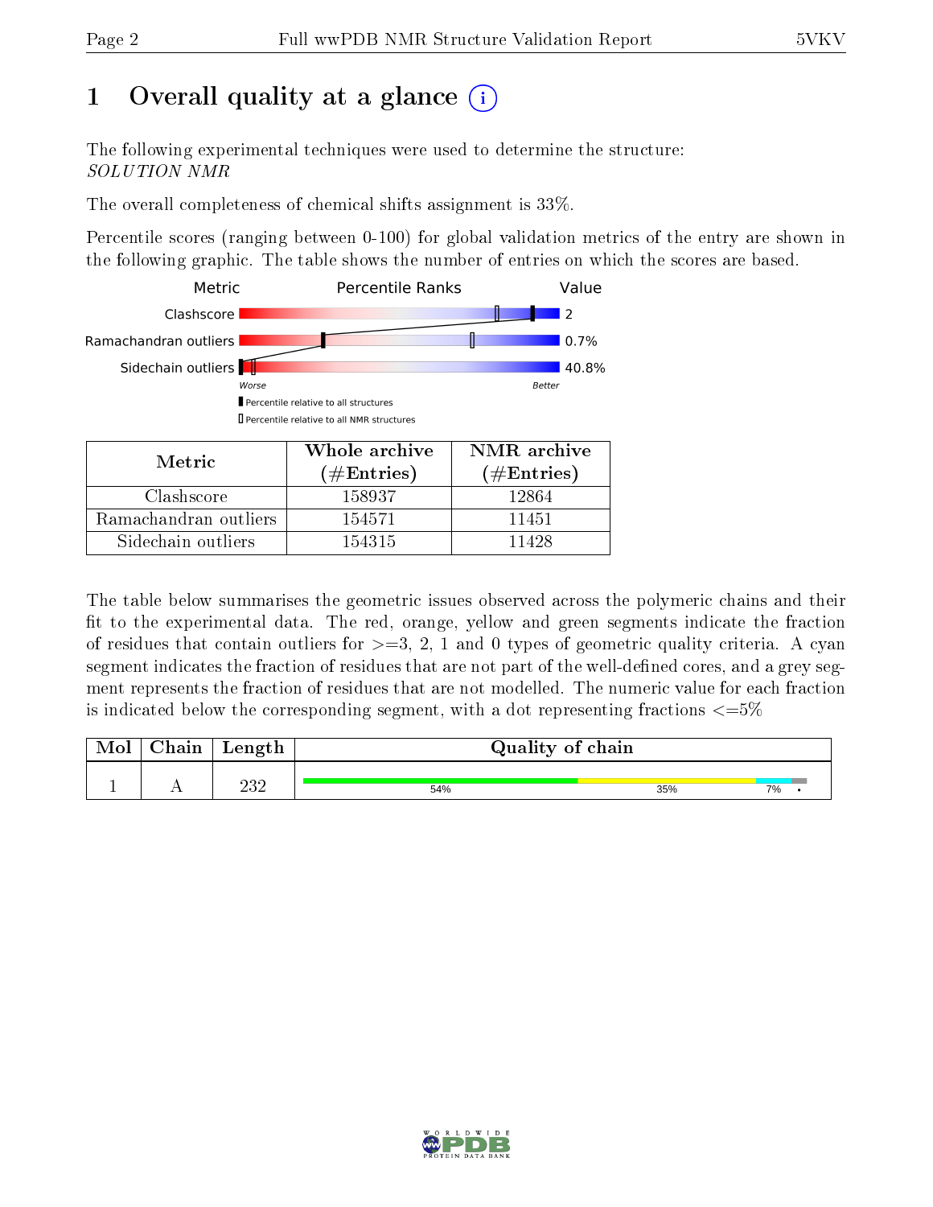# 1 Overall quality at a glance (i)

The following experimental techniques were used to determine the structure: *SOLUTION NMR*

The overall completeness of chemical shifts assignment is 33%.

Percentile scores (ranging between 0-100) for global validation metrics of the entry are shown in the following graphic. The table shows the number of entries on which the scores are based.

| Metric | Value |
|---|---|
| Clashscore | 2 |
| Ramachandran outliers | 0.7% |
| Sidechain outliers | 40.8% |

Worse ← → Better

▮ Percentile relative to all structures
▯ Percentile relative to all NMR structures

| Metric | Whole archive (#Entries) | NMR archive (#Entries) |
|---|---|---|
| Clashscore | 158937 | 12864 |
| Ramachandran outliers | 154571 | 11451 |
| Sidechain outliers | 154315 | 11428 |

The table below summarises the geometric issues observed across the polymeric chains and their fit to the experimental data. The red, orange, yellow and green segments indicate the fraction of residues that contain outliers for >=3, 2, 1 and 0 types of geometric quality criteria. A cyan segment indicates the fraction of residues that are not part of the well-defined cores, and a grey segment represents the fraction of residues that are not modelled. The numeric value for each fraction is indicated below the corresponding segment, with a dot representing fractions <=5%

| Mol | Chain | Length | Quality of chain |
|---|---|---|---|
| 1 | A | 232 | 54% (green), 35% (yellow), 7% (cyan), • (grey) |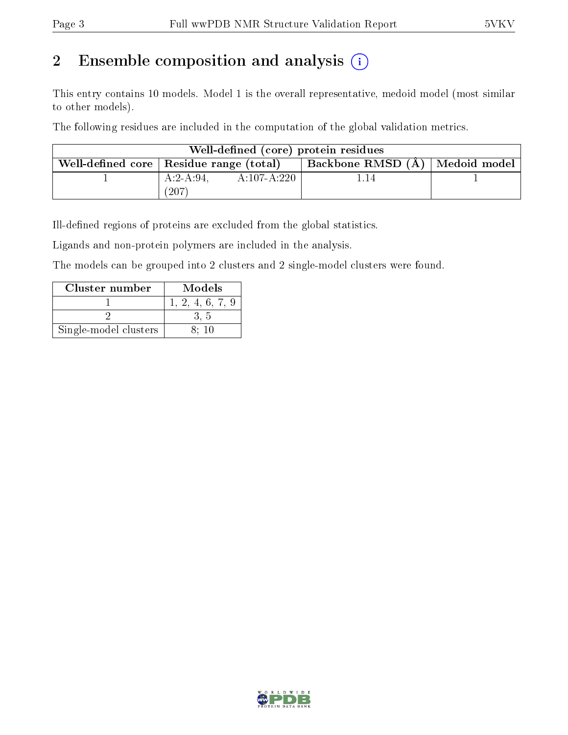## 2 Ensemble composition and analysis (i)

This entry contains 10 models. Model 1 is the overall representative, medoid model (most similar to other models).

The following residues are included in the computation of the global validation metrics.

| Well-defined (core) protein residues | | | |
|---|---|---|---|
| Well-defined core | Residue range (total) | Backbone RMSD (Å) | Medoid model |
| 1 | A:2-A:94, A:107-A:220 (207) | 1.14 | 1 |

Ill-defined regions of proteins are excluded from the global statistics.

Ligands and non-protein polymers are included in the analysis.

The models can be grouped into 2 clusters and 2 single-model clusters were found.

| Cluster number | Models |
|---|---|
| 1 | 1, 2, 4, 6, 7, 9 |
| 2 | 3, 5 |
| Single-model clusters | 8; 10 |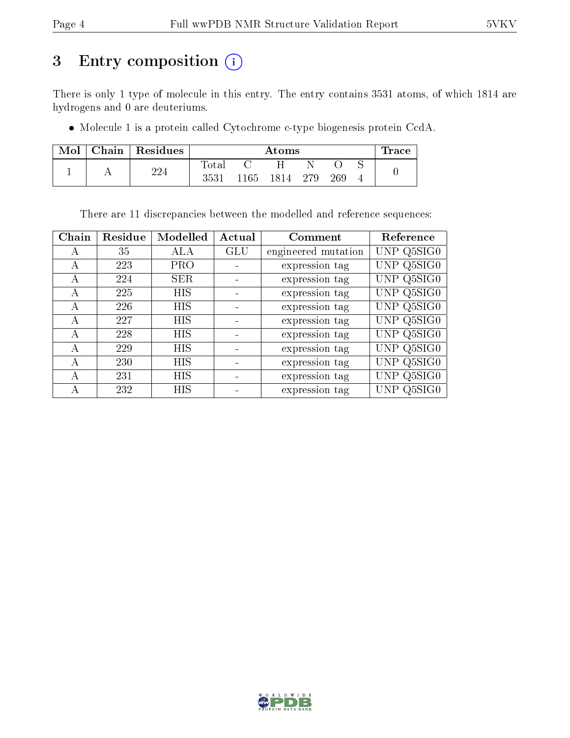# 3 Entry composition (i)

There is only 1 type of molecule in this entry. The entry contains 3531 atoms, of which 1814 are hydrogens and 0 are deuteriums.

- Molecule 1 is a protein called Cytochrome c-type biogenesis protein CcdA.

| Mol | Chain | Residues | Atoms | | | | | | Trace |
|---|---|---|---|---|---|---|---|---|---|
| | | | Total | C | H | N | O | S | |
| 1 | A | 224 | 3531 | 1165 | 1814 | 279 | 269 | 4 | 0 |

There are 11 discrepancies between the modelled and reference sequences:

| Chain | Residue | Modelled | Actual | Comment | Reference |
|---|---|---|---|---|---|
| A | 35 | ALA | GLU | engineered mutation | UNP Q5SIG0 |
| A | 223 | PRO | - | expression tag | UNP Q5SIG0 |
| A | 224 | SER | - | expression tag | UNP Q5SIG0 |
| A | 225 | HIS | - | expression tag | UNP Q5SIG0 |
| A | 226 | HIS | - | expression tag | UNP Q5SIG0 |
| A | 227 | HIS | - | expression tag | UNP Q5SIG0 |
| A | 228 | HIS | - | expression tag | UNP Q5SIG0 |
| A | 229 | HIS | - | expression tag | UNP Q5SIG0 |
| A | 230 | HIS | - | expression tag | UNP Q5SIG0 |
| A | 231 | HIS | - | expression tag | UNP Q5SIG0 |
| A | 232 | HIS | - | expression tag | UNP Q5SIG0 |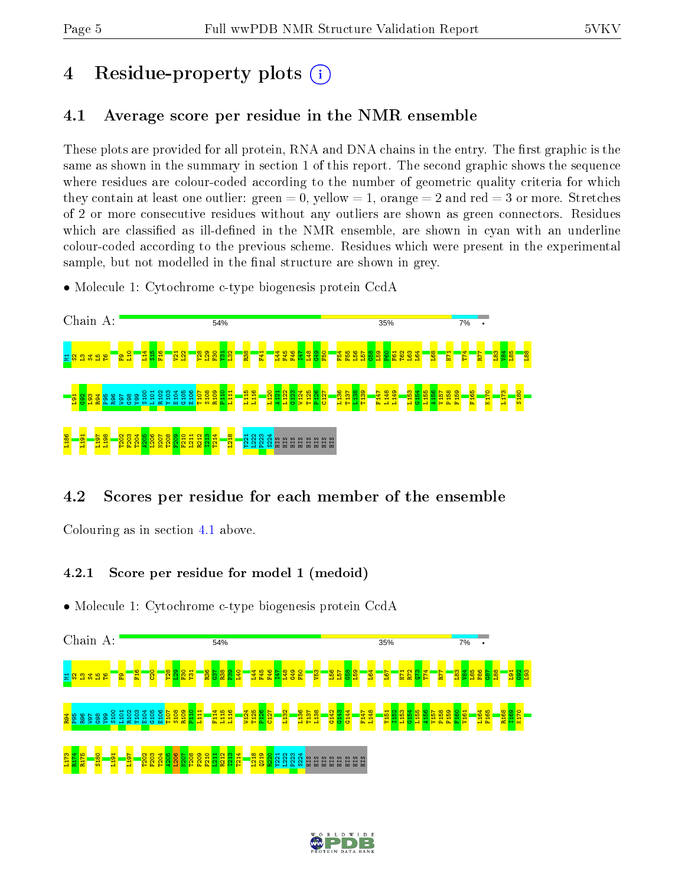# 4 Residue-property plots

## 4.1 Average score per residue in the NMR ensemble

These plots are provided for all protein, RNA and DNA chains in the entry. The first graphic is the same as shown in the summary in section 1 of this report. The second graphic shows the sequence where residues are colour-coded according to the number of geometric quality criteria for which they contain at least one outlier: green = 0, yellow = 1, orange = 2 and red = 3 or more. Stretches of 2 or more consecutive residues without any outliers are shown as green connectors. Residues which are classified as ill-defined in the NMR ensemble, are shown in cyan with an underline colour-coded according to the previous scheme. Residues which were present in the experimental sample, but not modelled in the final structure are shown in grey.

- Molecule 1: Cytochrome c-type biogenesis protein CcdA

Chain A: 54% 35% 7% •

M1 S2 L3 S4 L5 T6 F9 L10 L14 S15 F16 V21 L22 Y28 L29 F30 Y31 I32 R38 F41 L44 F45 F46 I47 L48 G49 F50 F54 F55 L56 L57 G58 L59 P60 F61 T62 L63 L64 L68 H71 T74 R77 L83 V84 L85 L88 L91 G92 L93 R94 P95 R96 W97 G98 V99 S100 L101 R102 Y103 E104 G105 E106 T107 S108 R109 P110 L111 L115 L116 L120 A121 L122 G123 W124 T125 P126 C127 L136 T137 L138 F139 F147 L148 L149 L153 G154 L155 A156 V157 P158 F159 F165 K170 L173 S180 L186 L191 L197 L198 T202 F203 T204 A205 L206 N207 T208 F209 F210 L211 R212 I213 T214 L218 V221 L222 P223 S224 HIS HIS HIS HIS HIS HIS HIS HIS

## 4.2 Scores per residue for each member of the ensemble

Colouring as in section 4.1 above.

### 4.2.1 Score per residue for model 1 (medoid)

- Molecule 1: Cytochrome c-type biogenesis protein CcdA

Chain A: 54% 35% 7% •

M1 S2 L3 S4 L5 T6 F9 F16 C20 Y28 L29 F30 Y31 R36 G37 R38 P39 L40 L44 F45 F46 I47 L48 G49 F50 V53 L56 L57 G58 L59 L64 L67 H71 R72 Q73 T74 R77 L83 V84 L85 F86 G87 L88 L91 G92 L93 R94 P95 R96 W97 G98 V99 S100 L101 R102 Y103 E104 G105 E106 T107 S108 R109 P110 L111 F114 L115 L116 W124 T125 P126 C127 L132 L136 T137 L138 G142 G143 G144 F147 L148 Y151 I152 L153 G154 L155 A156 V157 P158 F159 F160 V161 L164 F165 R168 I169 K170 L173 R174 R175 S180 L191 L197 T202 F203 T204 A205 L206 N207 T208 F209 F210 L211 R212 I213 T214 L218 Q219 R220 V221 L222 P223 S224 HIS HIS HIS HIS HIS HIS HIS HIS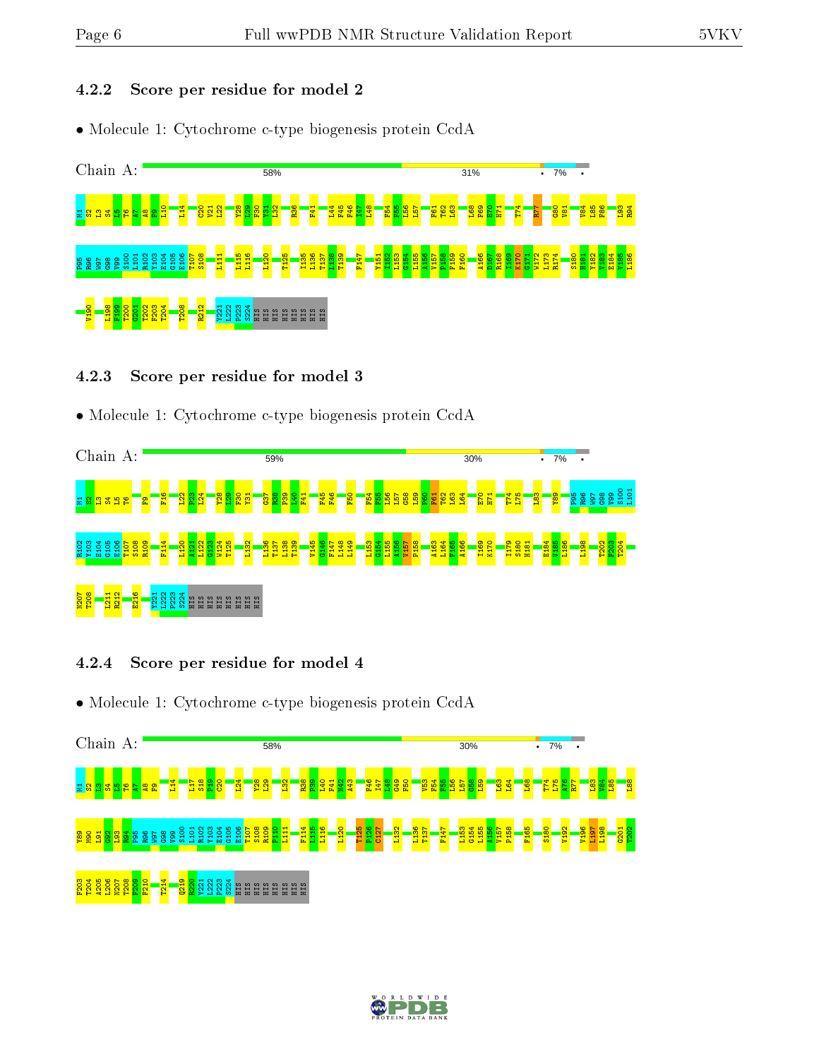### 4.2.2 Score per residue for model 2

- Molecule 1: Cytochrome c-type biogenesis protein CcdA

Chain A: 58% 31% • 7% •

M1 S2 L3 S4 I5 T6 A7 A8 F9 L10 L14 C20 V21 L22 Y28 L29 P30 V31 L32 R36 F41 L44 F45 F46 I47 L48 F54 F55 L56 L57 F61 T62 L63 L68 F69 E70 H71 T74 R77 G80 V81 V84 L85 F86 L93 R94 P95 R96 W97 G98 V99 S100 L101 R102 Y103 E104 G105 E106 T107 S108 L111 L115 L116 L120 T125 I135 L136 T137 L138 T139 F147 Y151 L152 L153 G154 L155 A156 V157 P158 F159 F160 A166 D167 R168 I169 K170 G171 W172 L173 R174 S180 H181 V182 V183 E184 V185 L186 V190 L198 F199 T200 G201 T202 F203 T204 T208 R212 Y221 L222 P223 S224 HIS HIS HIS HIS HIS HIS HIS HIS

### 4.2.3 Score per residue for model 3

- Molecule 1: Cytochrome c-type biogenesis protein CcdA

Chain A: 59% 30% • 7% •

M1 S2 L3 S4 I5 T6 F9 F16 L22 P23 L24 Y28 L29 P30 V31 G37 R38 P39 L40 F41 F45 F46 F50 F54 F55 L56 L57 G58 L59 P60 F61 T62 L63 L64 E70 H71 T74 L75 L83 Y89 P95 R96 W97 G98 V99 S100 L101 R102 Y103 E104 G105 E106 T107 S108 R109 F114 L120 A121 L122 G123 W124 T125 L132 L136 T137 L138 T139 V145 G146 F147 L148 L149 L153 G154 L155 A156 V157 P158 A163 L164 F165 A166 I169 K170 I179 S180 H181 E184 V185 L186 L198 T202 F203 T204 N207 T208 L211 R212 E216 Y221 L222 P223 S224 HIS HIS HIS HIS HIS HIS HIS HIS

### 4.2.4 Score per residue for model 4

- Molecule 1: Cytochrome c-type biogenesis protein CcdA

Chain A: 58% 30% • 7% •

M1 S2 L3 S4 I5 T6 A7 A8 F9 L14 L17 S18 F19 C20 L24 Y28 L29 L32 R38 P39 L40 F41 N42 A43 F46 I47 L48 G49 F50 V53 F54 F55 L56 L57 G58 L59 L63 L64 L68 T74 L75 A76 R77 L83 V84 L85 L88 Y89 M90 L91 G92 L93 R94 P95 R96 W97 G98 V99 S100 L101 R102 Y103 E104 G105 E106 T107 S108 R109 P110 L111 F114 L115 L116 L120 T125 P126 C127 L132 L136 T137 F147 L153 G154 L155 A156 V157 P158 F165 S180 V192 V196 L197 L198 G201 T202 F203 T204 A205 L206 N207 T208 F209 F210 T214 Q219 R220 Y221 L222 P223 S224 HIS HIS HIS HIS HIS HIS HIS HIS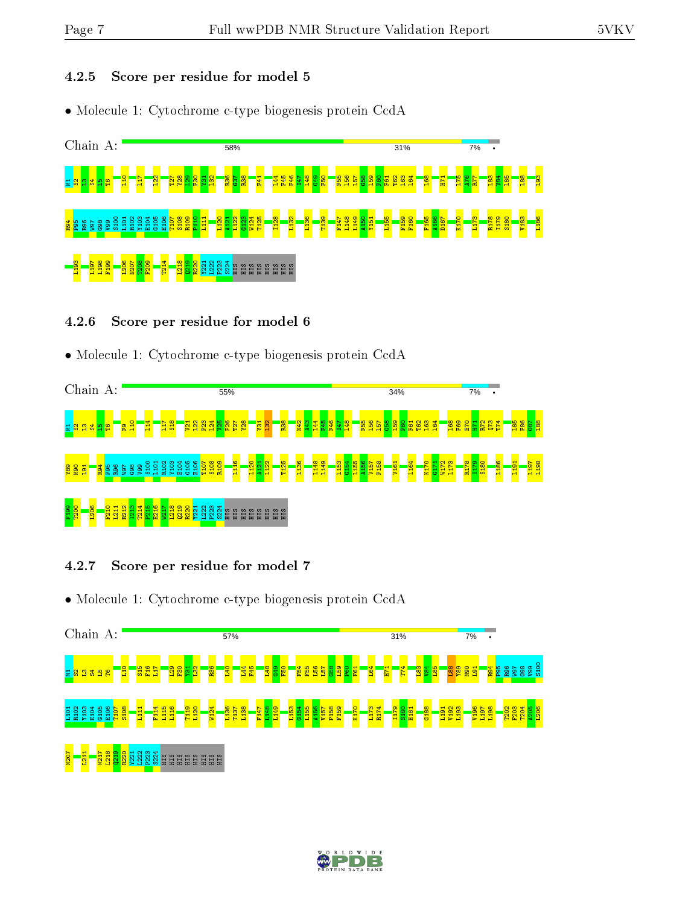### 4.2.5 Score per residue for model 5

- Molecule 1: Cytochrome c-type biogenesis protein CcdA

Chain A: 58% 31% 7% •

M1 S2 L3 S4 I5 T6 L10 L17 L22 T27 Y28 L29 F30 Y31 L32 R36 G37 R38 F41 I44 F45 F46 I47 L48 G49 F50 F55 L56 L57 G58 L59 P60 F61 T62 L63 L64 L68 H71 L75 A76 R77 L83 V84 L85 L88 L93 R94 P95 R96 W97 G98 V99 S100 L101 R102 Y103 E104 G105 E106 T107 S108 R109 P110 L111 L120 A121 L122 G123 W124 T125 I128 L132 L136 T139 F147 L148 L149 A150 V151 L155 F159 F160 F165 A166 D167 K170 L173 R178 I179 S180 V183 L186 L193 L197 L198 F199 L206 N207 T208 F209 T214 L218 Q219 R220 V221 L222 P223 S224 HIS HIS HIS HIS HIS HIS

### 4.2.6 Score per residue for model 6

- Molecule 1: Cytochrome c-type biogenesis protein CcdA

Chain A: 55% 34% 7% •

M1 S2 L3 S4 I5 T6 F9 L10 L14 L17 S18 V21 L22 P23 L24 V25 F26 T27 Y28 Y31 L32 R38 N42 A43 L44 F45 F46 I47 L48 F55 L56 L57 G58 L59 P60 F61 T62 L63 L64 L68 F69 E70 H71 R72 Q73 T74 L85 F86 G87 L88 V89 M90 L91 R94 P95 R96 W97 G98 V99 S100 L101 R102 Y103 E104 G105 E106 T107 S108 R109 L116 L120 A121 L122 T125 L136 L148 L149 L153 G154 L155 A156 V157 P158 V161 L164 K170 G171 W172 L173 R178 I179 S180 L186 L191 L197 L198 F199 T200 L206 F210 L211 R212 I213 T214 P215 E216 W217 L218 Q219 R220 V221 L222 P223 S224 HIS HIS HIS HIS HIS HIS

### 4.2.7 Score per residue for model 7

- Molecule 1: Cytochrome c-type biogenesis protein CcdA

Chain A: 57% 31% 7% •

M1 S2 L3 S4 I5 T6 L10 S15 F16 L17 L29 F30 Y31 L32 R36 I40 I44 F45 L48 G49 F50 F54 F55 L56 L57 G58 L59 P60 F61 L64 H71 T74 L83 V84 L85 L88 V89 M90 L91 R94 P95 R96 W97 G98 V99 S100 L101 R102 Y103 E104 G105 E106 T107 S108 L111 F114 L115 L116 T119 L120 W124 L136 T137 L138 F147 L148 L149 L153 G154 L155 A156 V157 P158 F159 K170 L173 R174 I179 S180 H181 G188 L191 V192 L193 V196 L197 L198 T202 F203 T204 A205 L206 N207 L211 W217 L218 Q219 R220 V221 L222 P223 S224 HIS HIS HIS HIS HIS HIS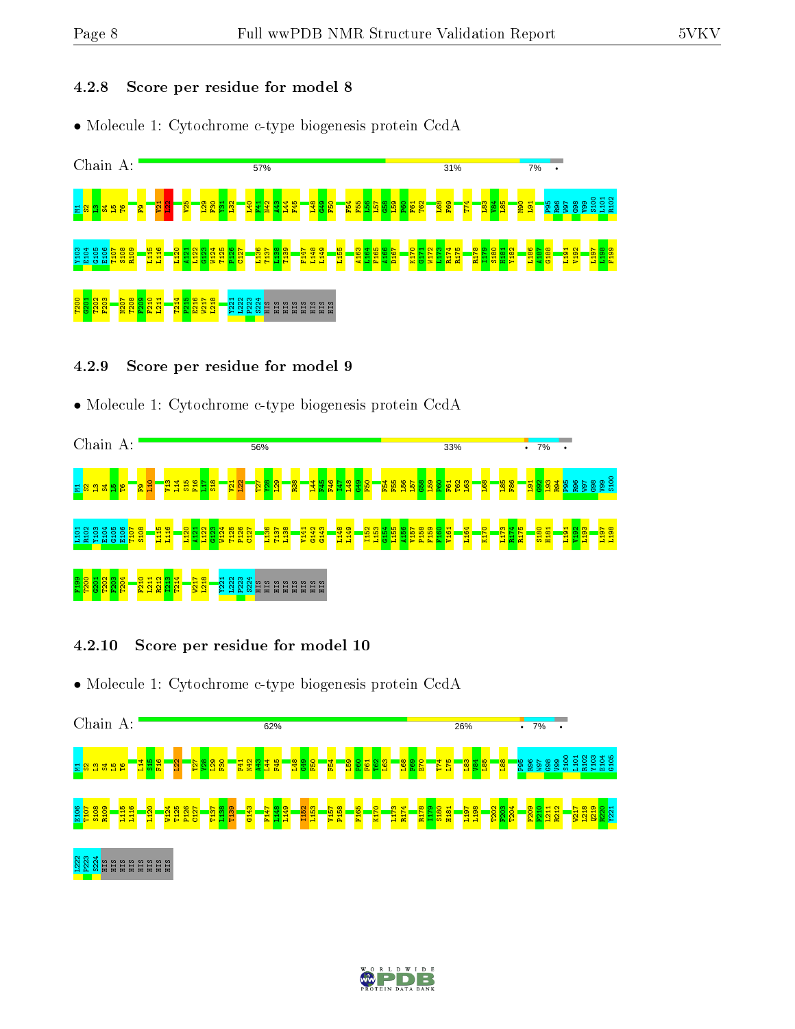### 4.2.8 Score per residue for model 8

- Molecule 1: Cytochrome c-type biogenesis protein CcdA

Chain A: 57% 31% 7% •

M1 S2 L3 S4 L5 T6 F9 V21 L22 V25 L29 F30 Y31 L32 L40 F41 M42 A43 L44 F45 L48 G49 F50 F54 F55 L56 L57 G58 L59 P60 F61 T62 L68 F69 T74 L83 V84 L85 M90 L91 P95 R96 W97 G98 V99 S100 L101 R102 Y103 E104 G105 E106 T107 S108 R109 L115 L116 L120 A121 L122 G123 W124 T125 P126 C127 L136 T137 L138 T139 F147 L148 L149 L155 A163 L164 F165 A166 D167 K170 G171 W172 L173 R174 R175 R178 I179 S180 H181 Y182 L186 A187 G188 L191 V192 L197 L198 F199 T200 G201 T202 F203 N207 T208 F209 F210 L211 T214 F215 E216 W217 L218 Y221 L222 P223 S224 HIS HIS HIS HIS HIS HIS HIS

### 4.2.9 Score per residue for model 9

- Molecule 1: Cytochrome c-type biogenesis protein CcdA

Chain A: 56% 33% • 7% •

M1 S2 L3 S4 L5 T6 F9 L10 V13 L14 S15 F16 L17 S18 V21 L22 T27 Y28 L29 R38 L44 F45 F46 I47 L48 G49 F50 F54 F55 L56 L57 G58 L59 P60 F61 T62 L63 L68 L85 F86 L91 G92 L93 R94 P95 R96 W97 G98 V99 S100 L101 R102 Y103 E104 G105 E106 T107 S108 L115 L116 L120 A121 L122 G123 W124 T125 P126 C127 L136 T137 L138 V141 G142 G143 L148 L149 I152 L153 G154 L155 A156 V157 P158 F159 F160 V161 L164 K170 L173 R174 R175 S180 H181 L191 V192 L193 L197 L198 F199 T200 G201 T202 F203 T204 F210 L211 R212 I213 T214 W217 L218 Y221 L222 P223 S224 HIS HIS HIS HIS HIS HIS HIS

### 4.2.10 Score per residue for model 10

- Molecule 1: Cytochrome c-type biogenesis protein CcdA

Chain A: 62% 26% • 7% •

M1 S2 L3 S4 L5 T6 L14 S15 F16 L22 T27 Y28 L29 F30 F41 M42 A43 L44 F45 L48 G49 F50 F54 L59 P60 F61 T62 L63 L68 F69 E70 T74 L75 L83 V84 L85 L88 P95 R96 W97 G98 V99 S100 L101 R102 Y103 E104 G105 E106 T107 S108 R109 L115 L116 L120 W124 T125 P126 C127 T137 L138 T139 G143 F147 L148 L149 I152 L153 V157 P158 F165 K170 L173 R174 R178 I179 S180 H181 L197 L198 T202 F203 T204 F209 F210 L211 R212 W217 L218 Q219 R220 Y221 L222 P223 S224 HIS HIS HIS HIS HIS HIS HIS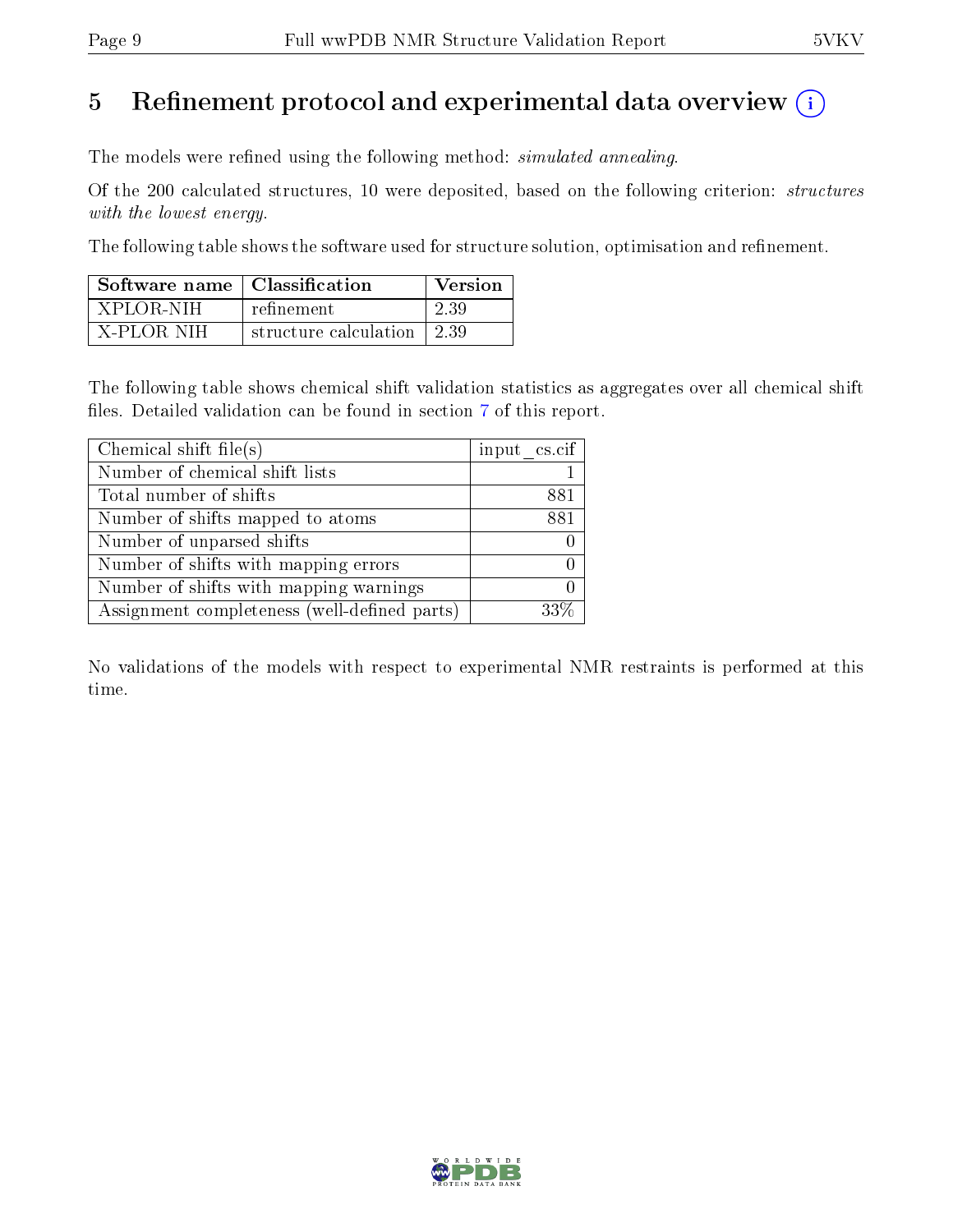# 5 Refinement protocol and experimental data overview

The models were refined using the following method: *simulated annealing*.

Of the 200 calculated structures, 10 were deposited, based on the following criterion: *structures with the lowest energy*.

The following table shows the software used for structure solution, optimisation and refinement.

| Software name | Classification | Version |
|---|---|---|
| XPLOR-NIH | refinement | 2.39 |
| X-PLOR NIH | structure calculation | 2.39 |

The following table shows chemical shift validation statistics as aggregates over all chemical shift files. Detailed validation can be found in section 7 of this report.

| Chemical shift file(s) | input_cs.cif |
|---|---|
| Number of chemical shift lists | 1 |
| Total number of shifts | 881 |
| Number of shifts mapped to atoms | 881 |
| Number of unparsed shifts | 0 |
| Number of shifts with mapping errors | 0 |
| Number of shifts with mapping warnings | 0 |
| Assignment completeness (well-defined parts) | 33% |

No validations of the models with respect to experimental NMR restraints is performed at this time.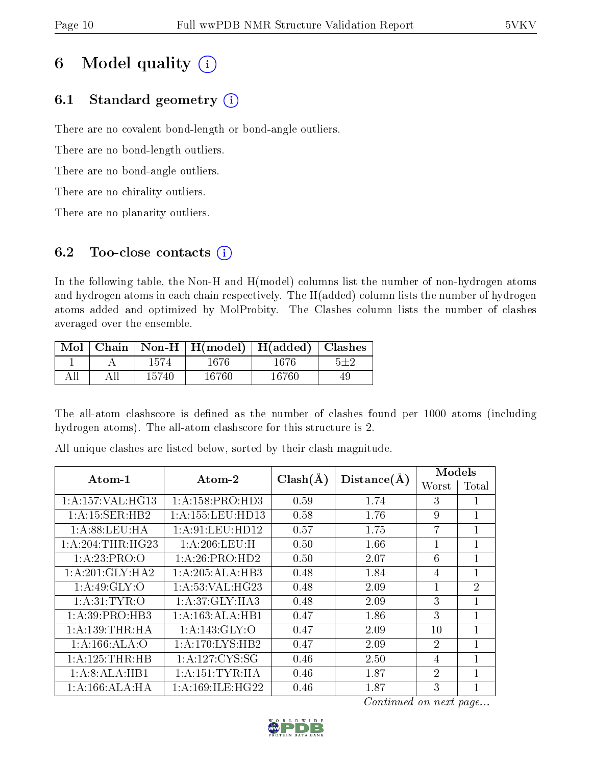# 6 Model quality

## 6.1 Standard geometry

There are no covalent bond-length or bond-angle outliers.

There are no bond-length outliers.

There are no bond-angle outliers.

There are no chirality outliers.

There are no planarity outliers.

## 6.2 Too-close contacts

In the following table, the Non-H and H(model) columns list the number of non-hydrogen atoms and hydrogen atoms in each chain respectively. The H(added) column lists the number of hydrogen atoms added and optimized by MolProbity. The Clashes column lists the number of clashes averaged over the ensemble.

| Mol | Chain | Non-H | H(model) | H(added) | Clashes |
| --- | --- | --- | --- | --- | --- |
| 1 | A | 1574 | 1676 | 1676 | 5±2 |
| All | All | 15740 | 16760 | 16760 | 49 |

The all-atom clashscore is defined as the number of clashes found per 1000 atoms (including hydrogen atoms). The all-atom clashscore for this structure is 2.

All unique clashes are listed below, sorted by their clash magnitude.

| Atom-1 | Atom-2 | Clash(Å) | Distance(Å) | Models | |
| --- | --- | --- | --- | --- | --- |
| | | | | Worst | Total |
| 1:A:157:VAL:HG13 | 1:A:158:PRO:HD3 | 0.59 | 1.74 | 3 | 1 |
| 1:A:15:SER:HB2 | 1:A:155:LEU:HD13 | 0.58 | 1.76 | 9 | 1 |
| 1:A:88:LEU:HA | 1:A:91:LEU:HD12 | 0.57 | 1.75 | 7 | 1 |
| 1:A:204:THR:HG23 | 1:A:206:LEU:H | 0.50 | 1.66 | 1 | 1 |
| 1:A:23:PRO:O | 1:A:26:PRO:HD2 | 0.50 | 2.07 | 6 | 1 |
| 1:A:201:GLY:HA2 | 1:A:205:ALA:HB3 | 0.48 | 1.84 | 4 | 1 |
| 1:A:49:GLY:O | 1:A:53:VAL:HG23 | 0.48 | 2.09 | 1 | 2 |
| 1:A:31:TYR:O | 1:A:37:GLY:HA3 | 0.48 | 2.09 | 3 | 1 |
| 1:A:39:PRO:HB3 | 1:A:163:ALA:HB1 | 0.47 | 1.86 | 3 | 1 |
| 1:A:139:THR:HA | 1:A:143:GLY:O | 0.47 | 2.09 | 10 | 1 |
| 1:A:166:ALA:O | 1:A:170:LYS:HB2 | 0.47 | 2.09 | 2 | 1 |
| 1:A:125:THR:HB | 1:A:127:CYS:SG | 0.46 | 2.50 | 4 | 1 |
| 1:A:8:ALA:HB1 | 1:A:151:TYR:HA | 0.46 | 1.87 | 2 | 1 |
| 1:A:166:ALA:HA | 1:A:169:ILE:HG22 | 0.46 | 1.87 | 3 | 1 |

*Continued on next page...*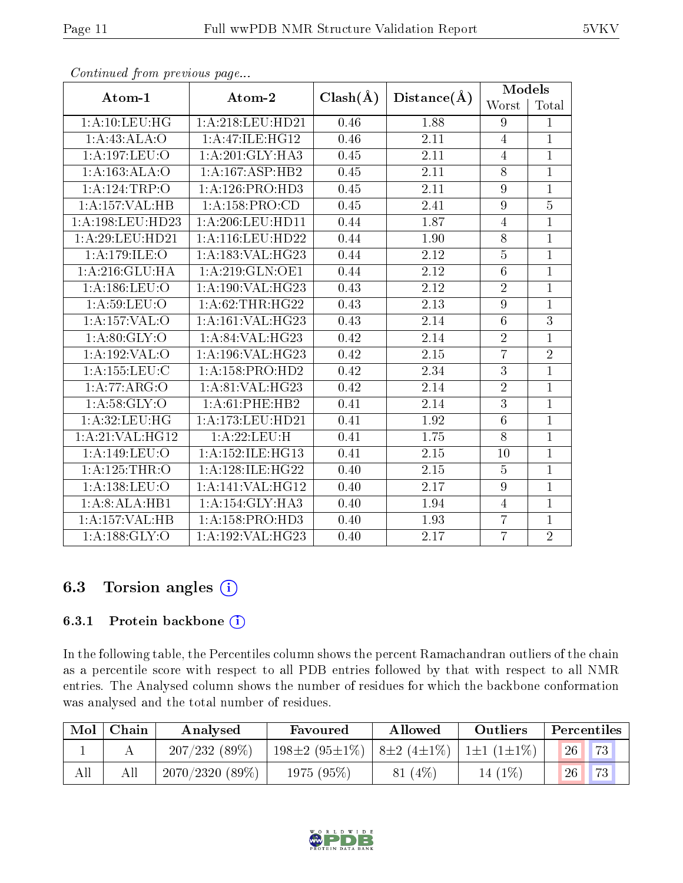*Continued from previous page...*

| Atom-1 | Atom-2 | Clash(Å) | Distance(Å) | Models | |
|---|---|---|---|---|---|
| | | | | Worst | Total |
| 1:A:10:LEU:HG | 1:A:218:LEU:HD21 | 0.46 | 1.88 | 9 | 1 |
| 1:A:43:ALA:O | 1:A:47:ILE:HG12 | 0.46 | 2.11 | 4 | 1 |
| 1:A:197:LEU:O | 1:A:201:GLY:HA3 | 0.45 | 2.11 | 4 | 1 |
| 1:A:163:ALA:O | 1:A:167:ASP:HB2 | 0.45 | 2.11 | 8 | 1 |
| 1:A:124:TRP:O | 1:A:126:PRO:HD3 | 0.45 | 2.11 | 9 | 1 |
| 1:A:157:VAL:HB | 1:A:158:PRO:CD | 0.45 | 2.41 | 9 | 5 |
| 1:A:198:LEU:HD23 | 1:A:206:LEU:HD11 | 0.44 | 1.87 | 4 | 1 |
| 1:A:29:LEU:HD21 | 1:A:116:LEU:HD22 | 0.44 | 1.90 | 8 | 1 |
| 1:A:179:ILE:O | 1:A:183:VAL:HG23 | 0.44 | 2.12 | 5 | 1 |
| 1:A:216:GLU:HA | 1:A:219:GLN:OE1 | 0.44 | 2.12 | 6 | 1 |
| 1:A:186:LEU:O | 1:A:190:VAL:HG23 | 0.43 | 2.12 | 2 | 1 |
| 1:A:59:LEU:O | 1:A:62:THR:HG22 | 0.43 | 2.13 | 9 | 1 |
| 1:A:157:VAL:O | 1:A:161:VAL:HG23 | 0.43 | 2.14 | 6 | 3 |
| 1:A:80:GLY:O | 1:A:84:VAL:HG23 | 0.42 | 2.14 | 2 | 1 |
| 1:A:192:VAL:O | 1:A:196:VAL:HG23 | 0.42 | 2.15 | 7 | 2 |
| 1:A:155:LEU:C | 1:A:158:PRO:HD2 | 0.42 | 2.34 | 3 | 1 |
| 1:A:77:ARG:O | 1:A:81:VAL:HG23 | 0.42 | 2.14 | 2 | 1 |
| 1:A:58:GLY:O | 1:A:61:PHE:HB2 | 0.41 | 2.14 | 3 | 1 |
| 1:A:32:LEU:HG | 1:A:173:LEU:HD21 | 0.41 | 1.92 | 6 | 1 |
| 1:A:21:VAL:HG12 | 1:A:22:LEU:H | 0.41 | 1.75 | 8 | 1 |
| 1:A:149:LEU:O | 1:A:152:ILE:HG13 | 0.41 | 2.15 | 10 | 1 |
| 1:A:125:THR:O | 1:A:128:ILE:HG22 | 0.40 | 2.15 | 5 | 1 |
| 1:A:138:LEU:O | 1:A:141:VAL:HG12 | 0.40 | 2.17 | 9 | 1 |
| 1:A:8:ALA:HB1 | 1:A:154:GLY:HA3 | 0.40 | 1.94 | 4 | 1 |
| 1:A:157:VAL:HB | 1:A:158:PRO:HD3 | 0.40 | 1.93 | 7 | 1 |
| 1:A:188:GLY:O | 1:A:192:VAL:HG23 | 0.40 | 2.17 | 7 | 2 |

## 6.3 Torsion angles

### 6.3.1 Protein backbone

In the following table, the Percentiles column shows the percent Ramachandran outliers of the chain as a percentile score with respect to all PDB entries followed by that with respect to all NMR entries. The Analysed column shows the number of residues for which the backbone conformation was analysed and the total number of residues.

| Mol | Chain | Analysed | Favoured | Allowed | Outliers | Percentiles | |
|---|---|---|---|---|---|---|---|
| 1 | A | 207/232 (89%) | 198±2 (95±1%) | 8±2 (4±1%) | 1±1 (1±1%) | 26 | 73 |
| All | All | 2070/2320 (89%) | 1975 (95%) | 81 (4%) | 14 (1%) | 26 | 73 |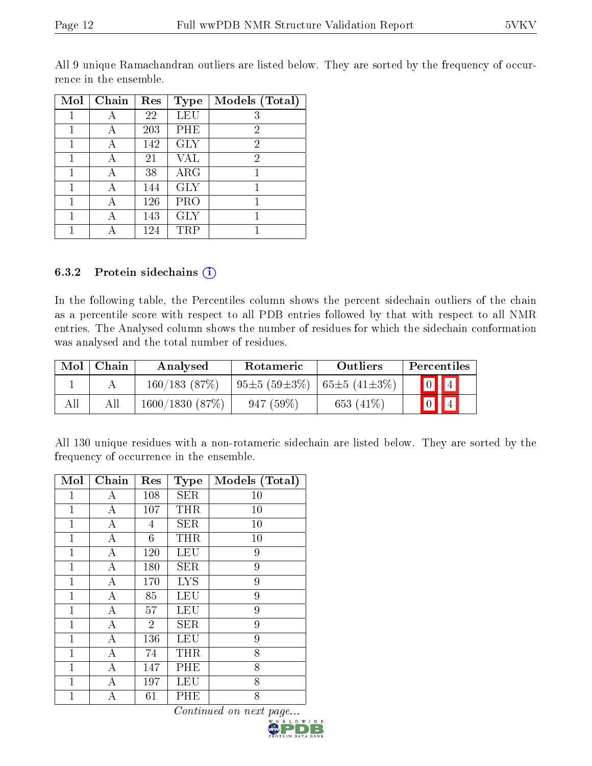All 9 unique Ramachandran outliers are listed below. They are sorted by the frequency of occurrence in the ensemble.

| Mol | Chain | Res | Type | Models (Total) |
|---|---|---|---|---|
| 1 | A | 22 | LEU | 3 |
| 1 | A | 203 | PHE | 2 |
| 1 | A | 142 | GLY | 2 |
| 1 | A | 21 | VAL | 2 |
| 1 | A | 38 | ARG | 1 |
| 1 | A | 144 | GLY | 1 |
| 1 | A | 126 | PRO | 1 |
| 1 | A | 143 | GLY | 1 |
| 1 | A | 124 | TRP | 1 |

### 6.3.2 Protein sidechains

In the following table, the Percentiles column shows the percent sidechain outliers of the chain as a percentile score with respect to all PDB entries followed by that with respect to all NMR entries. The Analysed column shows the number of residues for which the sidechain conformation was analysed and the total number of residues.

| Mol | Chain | Analysed | Rotameric | Outliers | Percentiles | |
|---|---|---|---|---|---|---|
| 1 | A | 160/183 (87%) | 95±5 (59±3%) | 65±5 (41±3%) | 0 | 4 |
| All | All | 1600/1830 (87%) | 947 (59%) | 653 (41%) | 0 | 4 |

All 130 unique residues with a non-rotameric sidechain are listed below. They are sorted by the frequency of occurrence in the ensemble.

| Mol | Chain | Res | Type | Models (Total) |
|---|---|---|---|---|
| 1 | A | 108 | SER | 10 |
| 1 | A | 107 | THR | 10 |
| 1 | A | 4 | SER | 10 |
| 1 | A | 6 | THR | 10 |
| 1 | A | 120 | LEU | 9 |
| 1 | A | 180 | SER | 9 |
| 1 | A | 170 | LYS | 9 |
| 1 | A | 85 | LEU | 9 |
| 1 | A | 57 | LEU | 9 |
| 1 | A | 2 | SER | 9 |
| 1 | A | 136 | LEU | 9 |
| 1 | A | 74 | THR | 8 |
| 1 | A | 147 | PHE | 8 |
| 1 | A | 197 | LEU | 8 |
| 1 | A | 61 | PHE | 8 |

*Continued on next page...*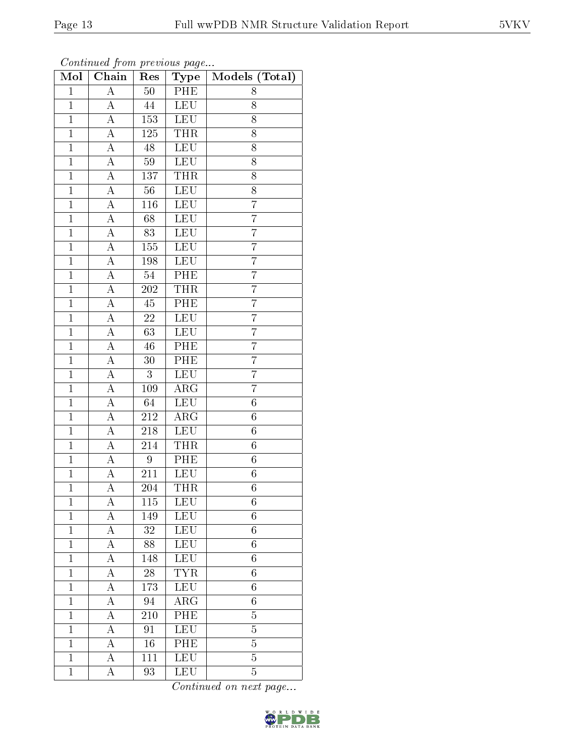*Continued from previous page...*

| Mol | Chain | Res | Type | Models (Total) |
|---|---|---|---|---|
| 1 | A | 50 | PHE | 8 |
| 1 | A | 44 | LEU | 8 |
| 1 | A | 153 | LEU | 8 |
| 1 | A | 125 | THR | 8 |
| 1 | A | 48 | LEU | 8 |
| 1 | A | 59 | LEU | 8 |
| 1 | A | 137 | THR | 8 |
| 1 | A | 56 | LEU | 8 |
| 1 | A | 116 | LEU | 7 |
| 1 | A | 68 | LEU | 7 |
| 1 | A | 83 | LEU | 7 |
| 1 | A | 155 | LEU | 7 |
| 1 | A | 198 | LEU | 7 |
| 1 | A | 54 | PHE | 7 |
| 1 | A | 202 | THR | 7 |
| 1 | A | 45 | PHE | 7 |
| 1 | A | 22 | LEU | 7 |
| 1 | A | 63 | LEU | 7 |
| 1 | A | 46 | PHE | 7 |
| 1 | A | 30 | PHE | 7 |
| 1 | A | 3 | LEU | 7 |
| 1 | A | 109 | ARG | 7 |
| 1 | A | 64 | LEU | 6 |
| 1 | A | 212 | ARG | 6 |
| 1 | A | 218 | LEU | 6 |
| 1 | A | 214 | THR | 6 |
| 1 | A | 9 | PHE | 6 |
| 1 | A | 211 | LEU | 6 |
| 1 | A | 204 | THR | 6 |
| 1 | A | 115 | LEU | 6 |
| 1 | A | 149 | LEU | 6 |
| 1 | A | 32 | LEU | 6 |
| 1 | A | 88 | LEU | 6 |
| 1 | A | 148 | LEU | 6 |
| 1 | A | 28 | TYR | 6 |
| 1 | A | 173 | LEU | 6 |
| 1 | A | 94 | ARG | 6 |
| 1 | A | 210 | PHE | 5 |
| 1 | A | 91 | LEU | 5 |
| 1 | A | 16 | PHE | 5 |
| 1 | A | 111 | LEU | 5 |
| 1 | A | 93 | LEU | 5 |

*Continued on next page...*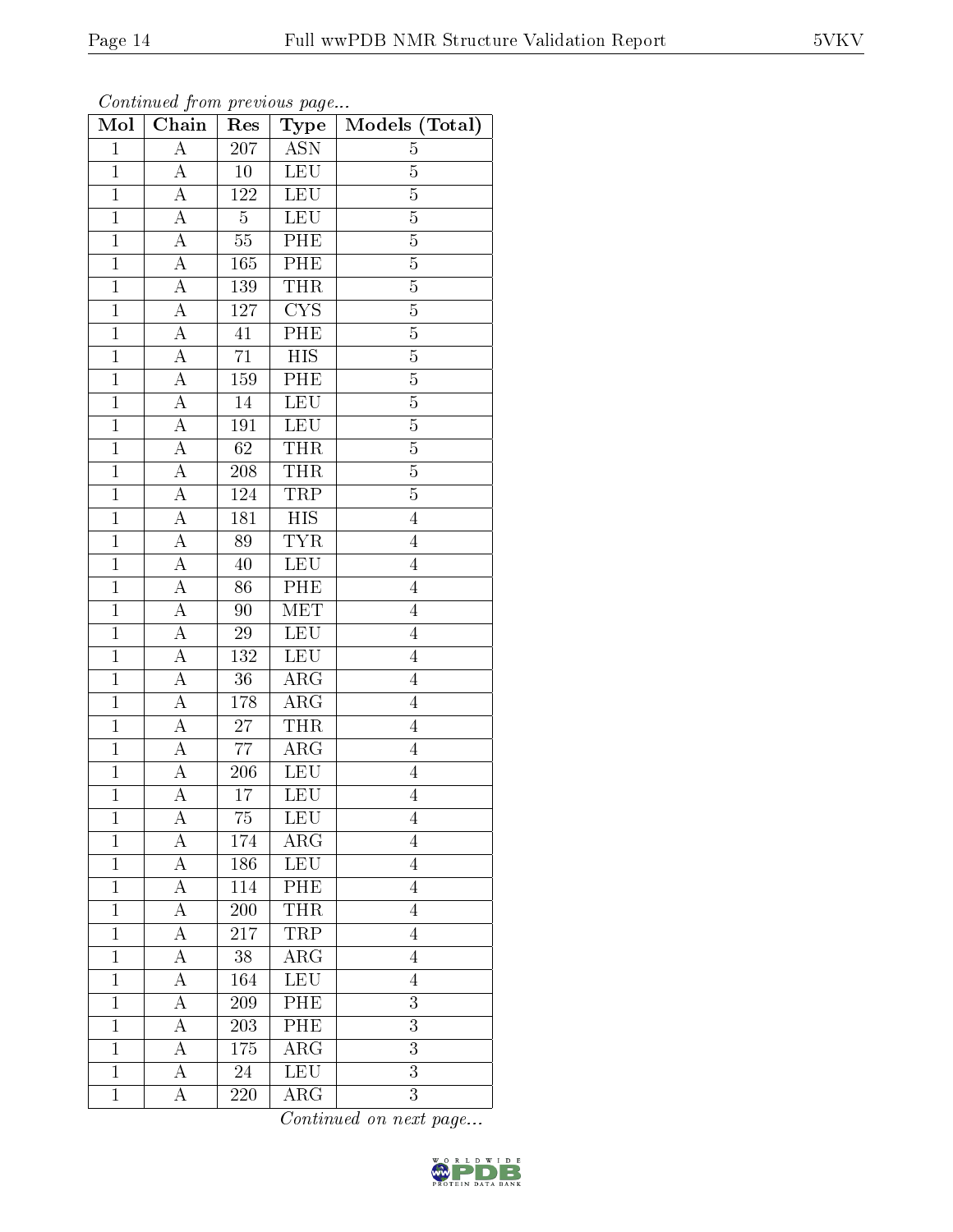*Continued from previous page...*

| Mol | Chain | Res | Type | Models (Total) |
|---|---|---|---|---|
| 1 | A | 207 | ASN | 5 |
| 1 | A | 10 | LEU | 5 |
| 1 | A | 122 | LEU | 5 |
| 1 | A | 5 | LEU | 5 |
| 1 | A | 55 | PHE | 5 |
| 1 | A | 165 | PHE | 5 |
| 1 | A | 139 | THR | 5 |
| 1 | A | 127 | CYS | 5 |
| 1 | A | 41 | PHE | 5 |
| 1 | A | 71 | HIS | 5 |
| 1 | A | 159 | PHE | 5 |
| 1 | A | 14 | LEU | 5 |
| 1 | A | 191 | LEU | 5 |
| 1 | A | 62 | THR | 5 |
| 1 | A | 208 | THR | 5 |
| 1 | A | 124 | TRP | 5 |
| 1 | A | 181 | HIS | 4 |
| 1 | A | 89 | TYR | 4 |
| 1 | A | 40 | LEU | 4 |
| 1 | A | 86 | PHE | 4 |
| 1 | A | 90 | MET | 4 |
| 1 | A | 29 | LEU | 4 |
| 1 | A | 132 | LEU | 4 |
| 1 | A | 36 | ARG | 4 |
| 1 | A | 178 | ARG | 4 |
| 1 | A | 27 | THR | 4 |
| 1 | A | 77 | ARG | 4 |
| 1 | A | 206 | LEU | 4 |
| 1 | A | 17 | LEU | 4 |
| 1 | A | 75 | LEU | 4 |
| 1 | A | 174 | ARG | 4 |
| 1 | A | 186 | LEU | 4 |
| 1 | A | 114 | PHE | 4 |
| 1 | A | 200 | THR | 4 |
| 1 | A | 217 | TRP | 4 |
| 1 | A | 38 | ARG | 4 |
| 1 | A | 164 | LEU | 4 |
| 1 | A | 209 | PHE | 3 |
| 1 | A | 203 | PHE | 3 |
| 1 | A | 175 | ARG | 3 |
| 1 | A | 24 | LEU | 3 |
| 1 | A | 220 | ARG | 3 |

*Continued on next page...*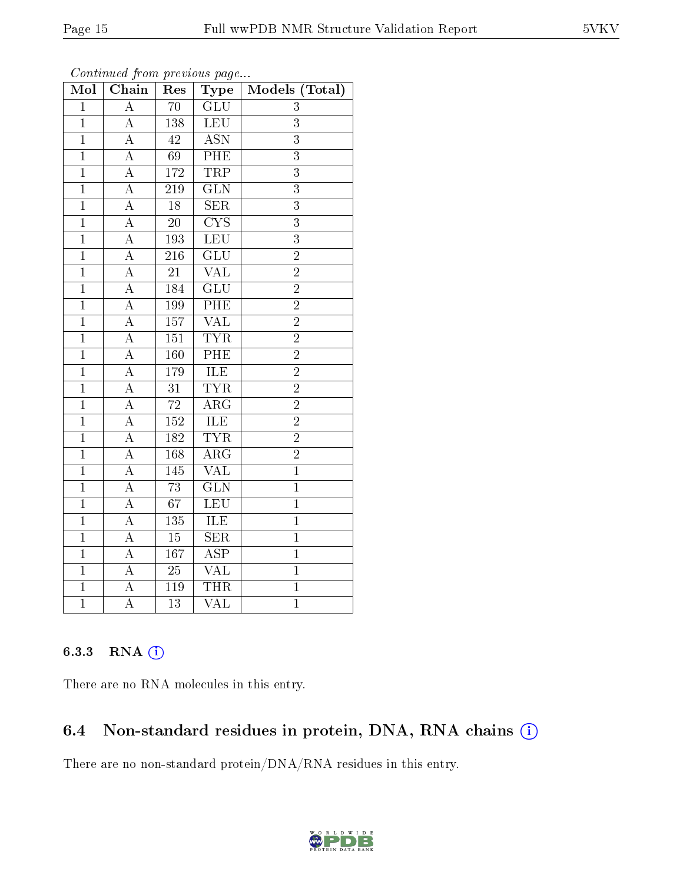*Continued from previous page...*

| Mol | Chain | Res | Type | Models (Total) |
|---|---|---|---|---|
| 1 | A | 70 | GLU | 3 |
| 1 | A | 138 | LEU | 3 |
| 1 | A | 42 | ASN | 3 |
| 1 | A | 69 | PHE | 3 |
| 1 | A | 172 | TRP | 3 |
| 1 | A | 219 | GLN | 3 |
| 1 | A | 18 | SER | 3 |
| 1 | A | 20 | CYS | 3 |
| 1 | A | 193 | LEU | 3 |
| 1 | A | 216 | GLU | 2 |
| 1 | A | 21 | VAL | 2 |
| 1 | A | 184 | GLU | 2 |
| 1 | A | 199 | PHE | 2 |
| 1 | A | 157 | VAL | 2 |
| 1 | A | 151 | TYR | 2 |
| 1 | A | 160 | PHE | 2 |
| 1 | A | 179 | ILE | 2 |
| 1 | A | 31 | TYR | 2 |
| 1 | A | 72 | ARG | 2 |
| 1 | A | 152 | ILE | 2 |
| 1 | A | 182 | TYR | 2 |
| 1 | A | 168 | ARG | 2 |
| 1 | A | 145 | VAL | 1 |
| 1 | A | 73 | GLN | 1 |
| 1 | A | 67 | LEU | 1 |
| 1 | A | 135 | ILE | 1 |
| 1 | A | 15 | SER | 1 |
| 1 | A | 167 | ASP | 1 |
| 1 | A | 25 | VAL | 1 |
| 1 | A | 119 | THR | 1 |
| 1 | A | 13 | VAL | 1 |

#### 6.3.3 RNA (i)

There are no RNA molecules in this entry.

### 6.4 Non-standard residues in protein, DNA, RNA chains (i)

There are no non-standard protein/DNA/RNA residues in this entry.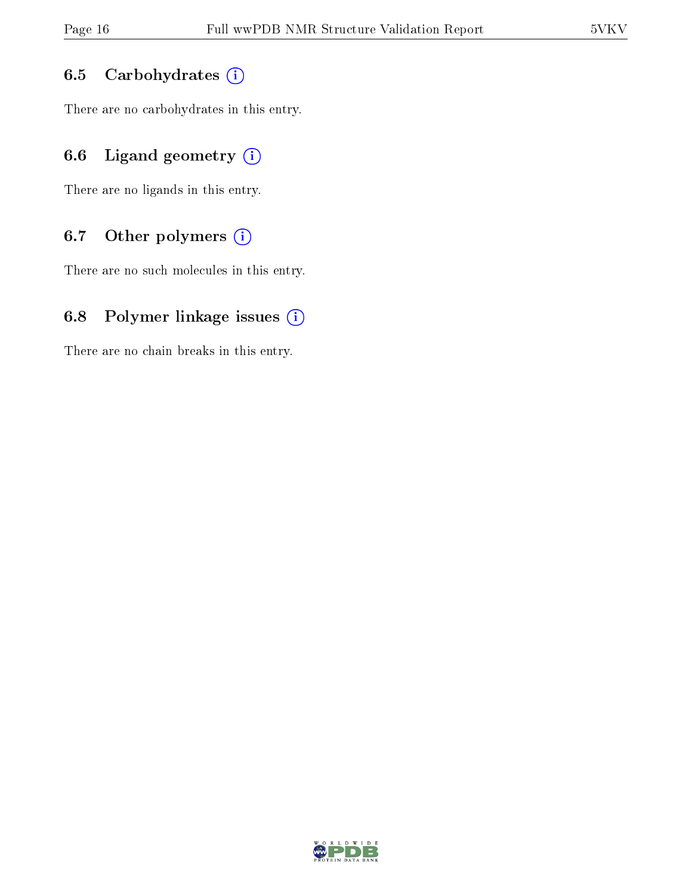### 6.5 Carbohydrates

There are no carbohydrates in this entry.

### 6.6 Ligand geometry

There are no ligands in this entry.

### 6.7 Other polymers

There are no such molecules in this entry.

### 6.8 Polymer linkage issues

There are no chain breaks in this entry.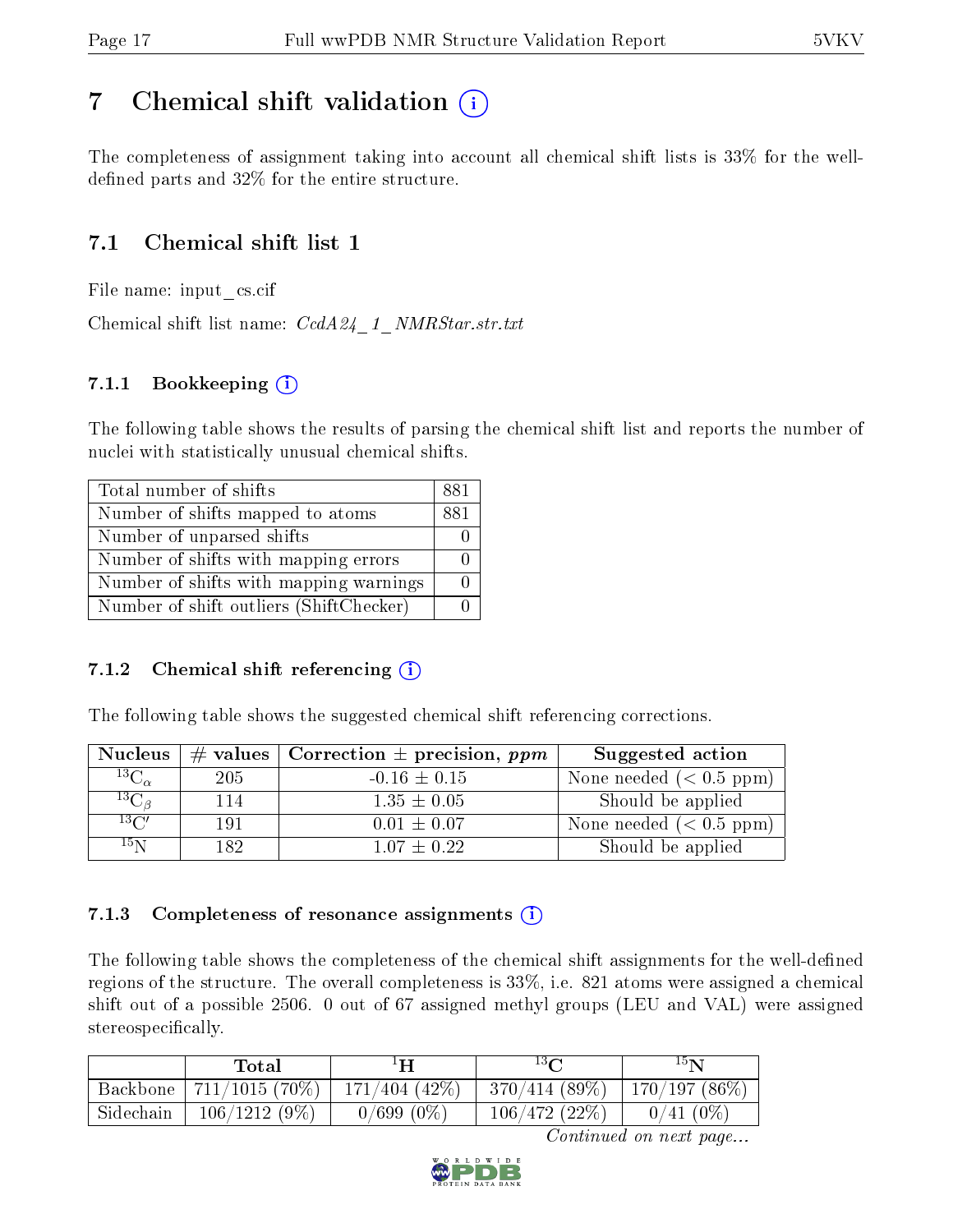# 7 Chemical shift validation

The completeness of assignment taking into account all chemical shift lists is 33% for the well-defined parts and 32% for the entire structure.

## 7.1 Chemical shift list 1

File name: input_cs.cif

Chemical shift list name: *CcdA24_1_NMRStar.str.txt*

### 7.1.1 Bookkeeping

The following table shows the results of parsing the chemical shift list and reports the number of nuclei with statistically unusual chemical shifts.

| Total number of shifts | 881 |
|---|---|
| Number of shifts mapped to atoms | 881 |
| Number of unparsed shifts | 0 |
| Number of shifts with mapping errors | 0 |
| Number of shifts with mapping warnings | 0 |
| Number of shift outliers (ShiftChecker) | 0 |

### 7.1.2 Chemical shift referencing

The following table shows the suggested chemical shift referencing corrections.

| Nucleus | # values | Correction ± precision, *ppm* | Suggested action |
|---|---|---|---|
| $^{13}C_{\alpha}$ | 205 | -0.16 ± 0.15 | None needed (< 0.5 ppm) |
| $^{13}C_{\beta}$ | 114 | 1.35 ± 0.05 | Should be applied |
| $^{13}C'$ | 191 | 0.01 ± 0.07 | None needed (< 0.5 ppm) |
| $^{15}N$ | 182 | 1.07 ± 0.22 | Should be applied |

### 7.1.3 Completeness of resonance assignments

The following table shows the completeness of the chemical shift assignments for the well-defined regions of the structure. The overall completeness is 33%, i.e. 821 atoms were assigned a chemical shift out of a possible 2506. 0 out of 67 assigned methyl groups (LEU and VAL) were assigned stereospecifically.

| | Total | $^{1}H$ | $^{13}C$ | $^{15}N$ |
|---|---|---|---|---|
| Backbone | 711/1015 (70%) | 171/404 (42%) | 370/414 (89%) | 170/197 (86%) |
| Sidechain | 106/1212 (9%) | 0/699 (0%) | 106/472 (22%) | 0/41 (0%) |

*Continued on next page...*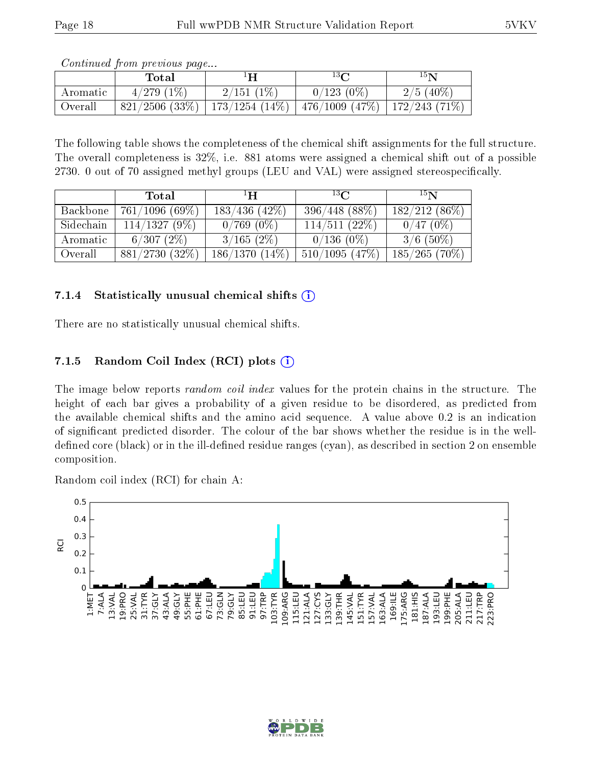*Continued from previous page...*

| | Total | $^{1}H$ | $^{13}C$ | $^{15}N$ |
|---|---|---|---|---|
| Aromatic | 4/279 (1%) | 2/151 (1%) | 0/123 (0%) | 2/5 (40%) |
| Overall | 821/2506 (33%) | 173/1254 (14%) | 476/1009 (47%) | 172/243 (71%) |

The following table shows the completeness of the chemical shift assignments for the full structure. The overall completeness is 32%, i.e. 881 atoms were assigned a chemical shift out of a possible 2730. 0 out of 70 assigned methyl groups (LEU and VAL) were assigned stereospecifically.

| | Total | $^{1}H$ | $^{13}C$ | $^{15}N$ |
|---|---|---|---|---|
| Backbone | 761/1096 (69%) | 183/436 (42%) | 396/448 (88%) | 182/212 (86%) |
| Sidechain | 114/1327 (9%) | 0/769 (0%) | 114/511 (22%) | 0/47 (0%) |
| Aromatic | 6/307 (2%) | 3/165 (2%) | 0/136 (0%) | 3/6 (50%) |
| Overall | 881/2730 (32%) | 186/1370 (14%) | 510/1095 (47%) | 185/265 (70%) |

### 7.1.4 Statistically unusual chemical shifts

There are no statistically unusual chemical shifts.

### 7.1.5 Random Coil Index (RCI) plots

The image below reports *random coil index* values for the protein chains in the structure. The height of each bar gives a probability of a given residue to be disordered, as predicted from the available chemical shifts and the amino acid sequence. A value above 0.2 is an indication of significant predicted disorder. The colour of the bar shows whether the residue is in the well-defined core (black) or in the ill-defined residue ranges (cyan), as described in section 2 on ensemble composition.

Random coil index (RCI) for chain A:

RCI
0.5
0.4
0.3
0.2
0.1
0
1:MET 7:ALA 13:VAL 19:PRO 25:VAL 31:TYR 37:GLY 43:ALA 49:GLY 55:PHE 61:PHE 67:LEU 73:GLN 79:GLY 85:LEU 91:LEU 97:TRP 103:TYR 109:ARG 115:LEU 121:ALA 127:CYS 133:GLY 139:THR 145:VAL 151:TYR 157:VAL 163:ALA 169:ILE 175:ARG 181:HIS 187:ALA 193:LEU 199:PHE 205:ALA 211:LEU 217:TRP 223:PRO